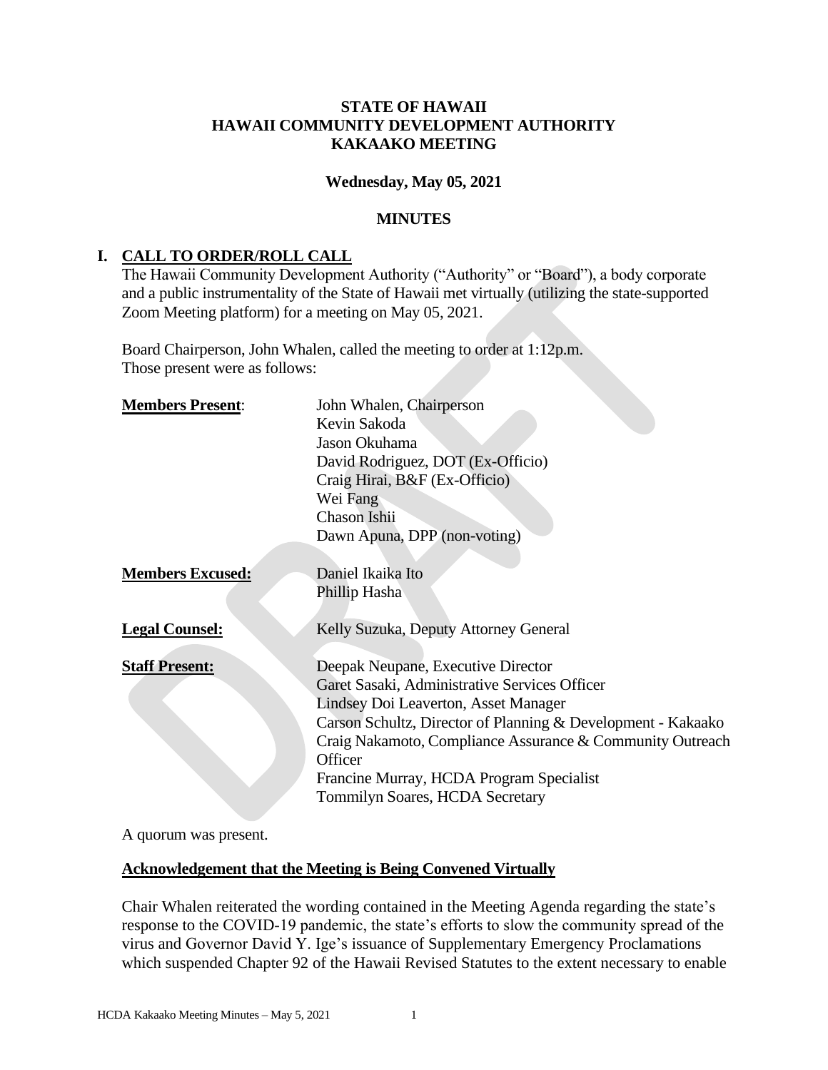**STATE OF HAWAII**
**HAWAII COMMUNITY DEVELOPMENT AUTHORITY**
**KAKAAKO MEETING**

**Wednesday, May 05, 2021**

**MINUTES**

## I. CALL TO ORDER/ROLL CALL

The Hawaii Community Development Authority ("Authority" or "Board"), a body corporate and a public instrumentality of the State of Hawaii met virtually (utilizing the state-supported Zoom Meeting platform) for a meeting on May 05, 2021.

Board Chairperson, John Whalen, called the meeting to order at 1:12p.m.
Those present were as follows:

| | |
|---|---|
| **Members Present**: | John Whalen, Chairperson<br>Kevin Sakoda<br>Jason Okuhama<br>David Rodriguez, DOT (Ex-Officio)<br>Craig Hirai, B&F (Ex-Officio)<br>Wei Fang<br>Chason Ishii<br>Dawn Apuna, DPP (non-voting) |
| **Members Excused:** | Daniel Ikaika Ito<br>Phillip Hasha |
| **Legal Counsel:** | Kelly Suzuka, Deputy Attorney General |
| **Staff Present:** | Deepak Neupane, Executive Director<br>Garet Sasaki, Administrative Services Officer<br>Lindsey Doi Leaverton, Asset Manager<br>Carson Schultz, Director of Planning & Development - Kakaako<br>Craig Nakamoto, Compliance Assurance & Community Outreach Officer<br>Francine Murray, HCDA Program Specialist<br>Tommilyn Soares, HCDA Secretary |

A quorum was present.

**Acknowledgement that the Meeting is Being Convened Virtually**

Chair Whalen reiterated the wording contained in the Meeting Agenda regarding the state's response to the COVID-19 pandemic, the state's efforts to slow the community spread of the virus and Governor David Y. Ige's issuance of Supplementary Emergency Proclamations which suspended Chapter 92 of the Hawaii Revised Statutes to the extent necessary to enable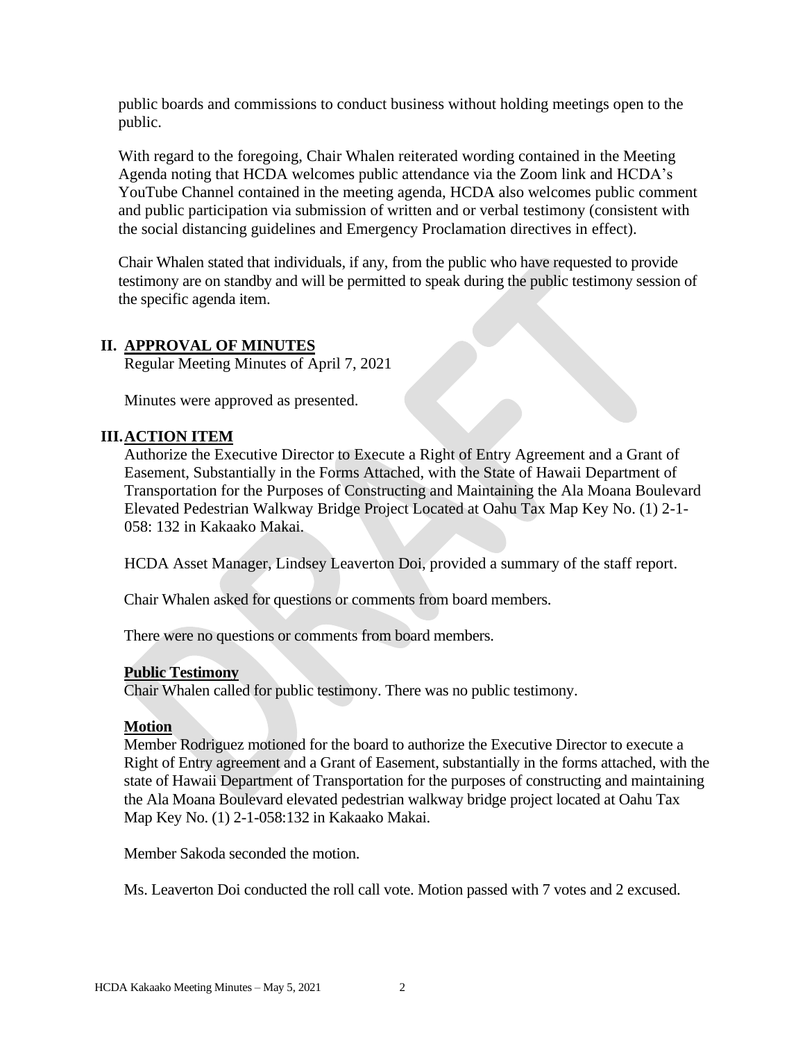public boards and commissions to conduct business without holding meetings open to the public.

With regard to the foregoing, Chair Whalen reiterated wording contained in the Meeting Agenda noting that HCDA welcomes public attendance via the Zoom link and HCDA's YouTube Channel contained in the meeting agenda, HCDA also welcomes public comment and public participation via submission of written and or verbal testimony (consistent with the social distancing guidelines and Emergency Proclamation directives in effect).

Chair Whalen stated that individuals, if any, from the public who have requested to provide testimony are on standby and will be permitted to speak during the public testimony session of the specific agenda item.

## II. APPROVAL OF MINUTES

Regular Meeting Minutes of April 7, 2021

Minutes were approved as presented.

## III. ACTION ITEM

Authorize the Executive Director to Execute a Right of Entry Agreement and a Grant of Easement, Substantially in the Forms Attached, with the State of Hawaii Department of Transportation for the Purposes of Constructing and Maintaining the Ala Moana Boulevard Elevated Pedestrian Walkway Bridge Project Located at Oahu Tax Map Key No. (1) 2-1-058: 132 in Kakaako Makai.

HCDA Asset Manager, Lindsey Leaverton Doi, provided a summary of the staff report.

Chair Whalen asked for questions or comments from board members.

There were no questions or comments from board members.

**Public Testimony**

Chair Whalen called for public testimony. There was no public testimony.

**Motion**

Member Rodriguez motioned for the board to authorize the Executive Director to execute a Right of Entry agreement and a Grant of Easement, substantially in the forms attached, with the state of Hawaii Department of Transportation for the purposes of constructing and maintaining the Ala Moana Boulevard elevated pedestrian walkway bridge project located at Oahu Tax Map Key No. (1) 2-1-058:132 in Kakaako Makai.

Member Sakoda seconded the motion.

Ms. Leaverton Doi conducted the roll call vote. Motion passed with 7 votes and 2 excused.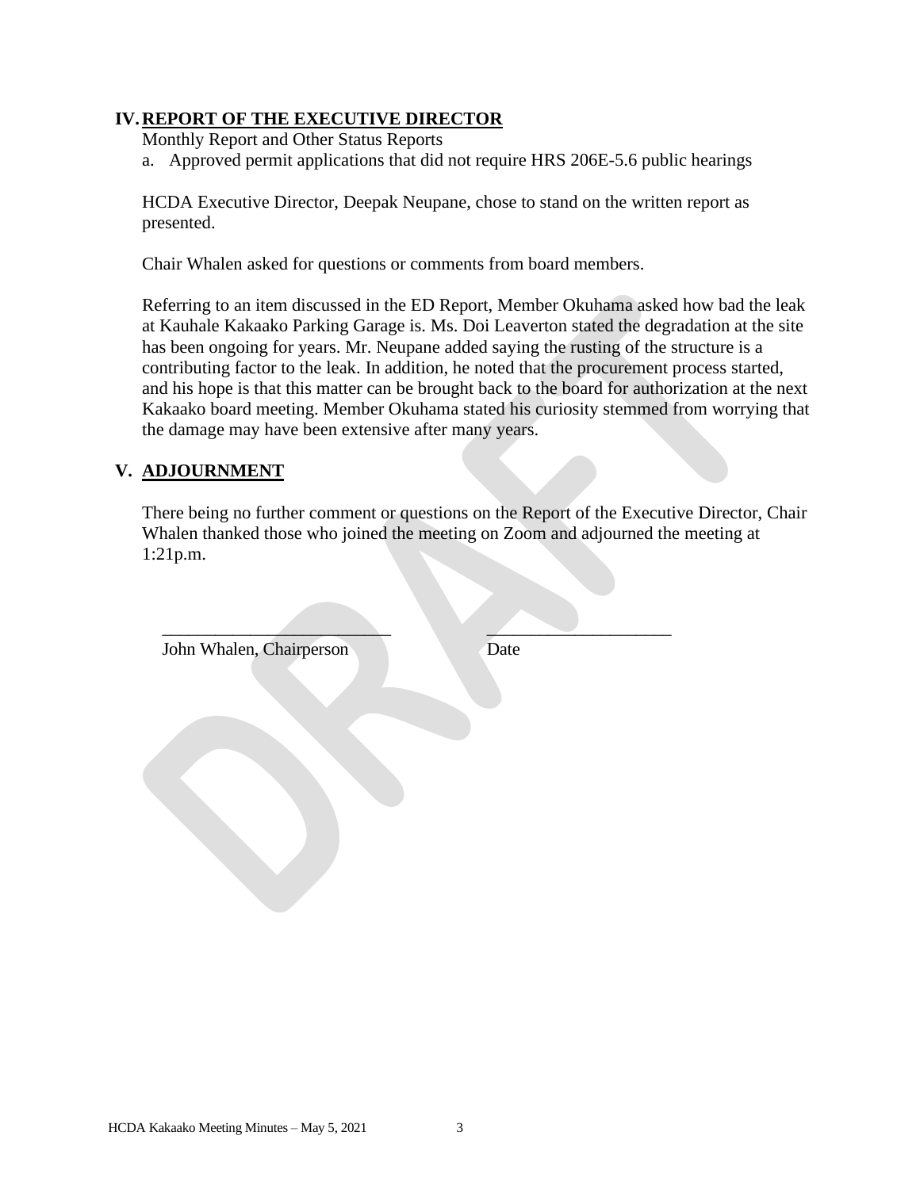## IV. REPORT OF THE EXECUTIVE DIRECTOR

Monthly Report and Other Status Reports

a. Approved permit applications that did not require HRS 206E-5.6 public hearings

HCDA Executive Director, Deepak Neupane, chose to stand on the written report as presented.

Chair Whalen asked for questions or comments from board members.

Referring to an item discussed in the ED Report, Member Okuhama asked how bad the leak at Kauhale Kakaako Parking Garage is. Ms. Doi Leaverton stated the degradation at the site has been ongoing for years. Mr. Neupane added saying the rusting of the structure is a contributing factor to the leak. In addition, he noted that the procurement process started, and his hope is that this matter can be brought back to the board for authorization at the next Kakaako board meeting. Member Okuhama stated his curiosity stemmed from worrying that the damage may have been extensive after many years.

## V. ADJOURNMENT

There being no further comment or questions on the Report of the Executive Director, Chair Whalen thanked those who joined the meeting on Zoom and adjourned the meeting at 1:21p.m.

\_\_\_\_\_\_\_\_\_\_\_\_\_\_\_\_\_\_\_\_\_\_\_\_\_\_ \_\_\_\_\_\_\_\_\_\_\_\_\_\_\_\_\_\_\_\_\_\_

John Whalen, Chairperson Date